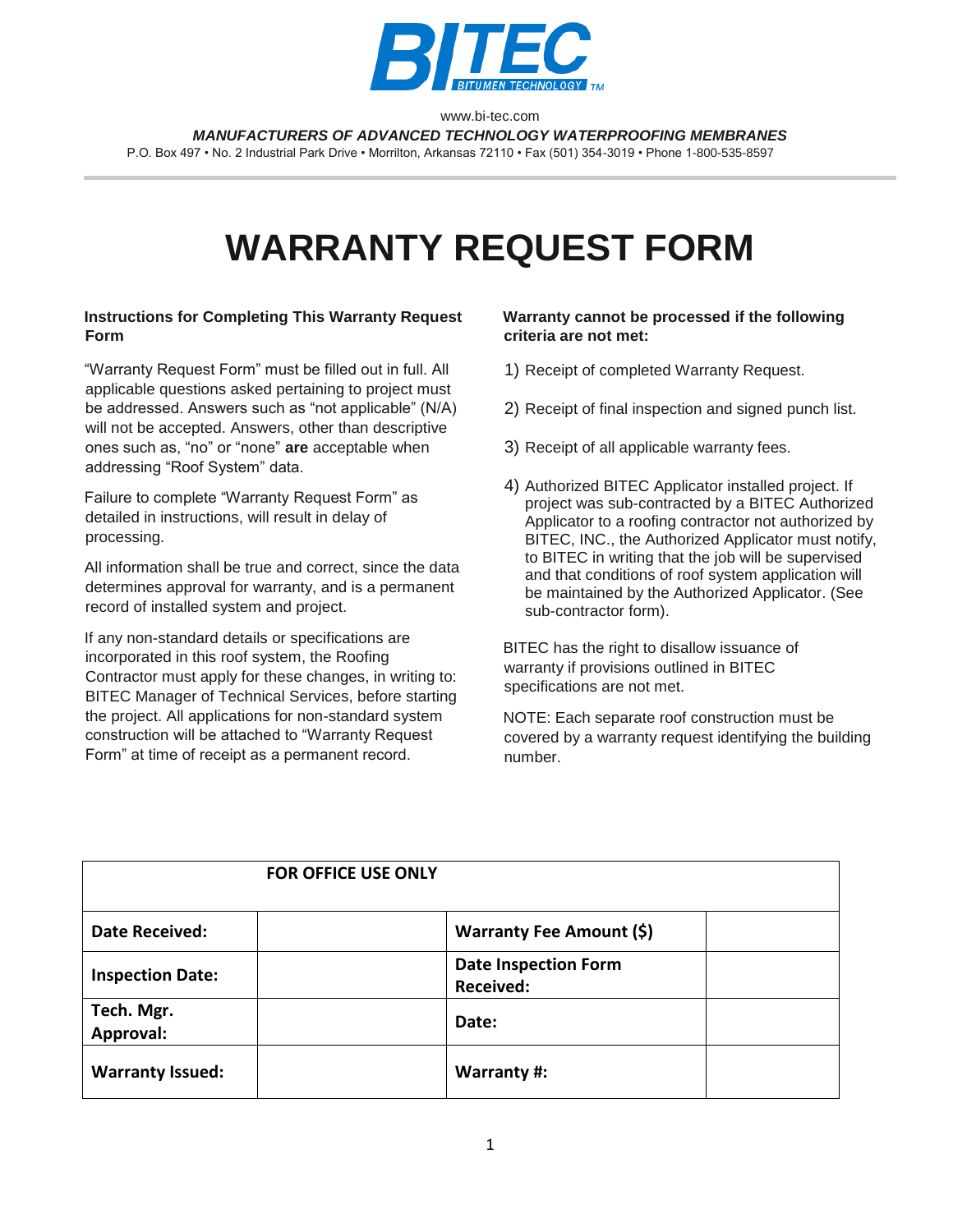BITEC
BITUMEN TECHNOLOGY ™

www.bi-tec.com

***MANUFACTURERS OF ADVANCED TECHNOLOGY WATERPROOFING MEMBRANES***

P.O. Box 497 • No. 2 Industrial Park Drive • Morrilton, Arkansas 72110 • Fax (501) 354-3019 • Phone 1-800-535-8597

# WARRANTY REQUEST FORM

**Instructions for Completing This Warranty Request Form**

"Warranty Request Form" must be filled out in full. All applicable questions asked pertaining to project must be addressed. Answers such as "not applicable" (N/A) will not be accepted. Answers, other than descriptive ones such as, "no" or "none" **are** acceptable when addressing "Roof System" data.

Failure to complete "Warranty Request Form" as detailed in instructions, will result in delay of processing.

All information shall be true and correct, since the data determines approval for warranty, and is a permanent record of installed system and project.

If any non-standard details or specifications are incorporated in this roof system, the Roofing Contractor must apply for these changes, in writing to: BITEC Manager of Technical Services, before starting the project. All applications for non-standard system construction will be attached to "Warranty Request Form" at time of receipt as a permanent record.

**Warranty cannot be processed if the following criteria are not met:**

1) Receipt of completed Warranty Request.

2) Receipt of final inspection and signed punch list.

3) Receipt of all applicable warranty fees.

4) Authorized BITEC Applicator installed project. If project was sub-contracted by a BITEC Authorized Applicator to a roofing contractor not authorized by BITEC, INC., the Authorized Applicator must notify, to BITEC in writing that the job will be supervised and that conditions of roof system application will be maintained by the Authorized Applicator. (See sub-contractor form).

BITEC has the right to disallow issuance of warranty if provisions outlined in BITEC specifications are not met.

NOTE: Each separate roof construction must be covered by a warranty request identifying the building number.

| **FOR OFFICE USE ONLY** | | | |
|---|---|---|---|
| **Date Received:** | | **Warranty Fee Amount ($)** | |
| **Inspection Date:** | | **Date Inspection Form Received:** | |
| **Tech. Mgr. Approval:** | | **Date:** | |
| **Warranty Issued:** | | **Warranty #:** | |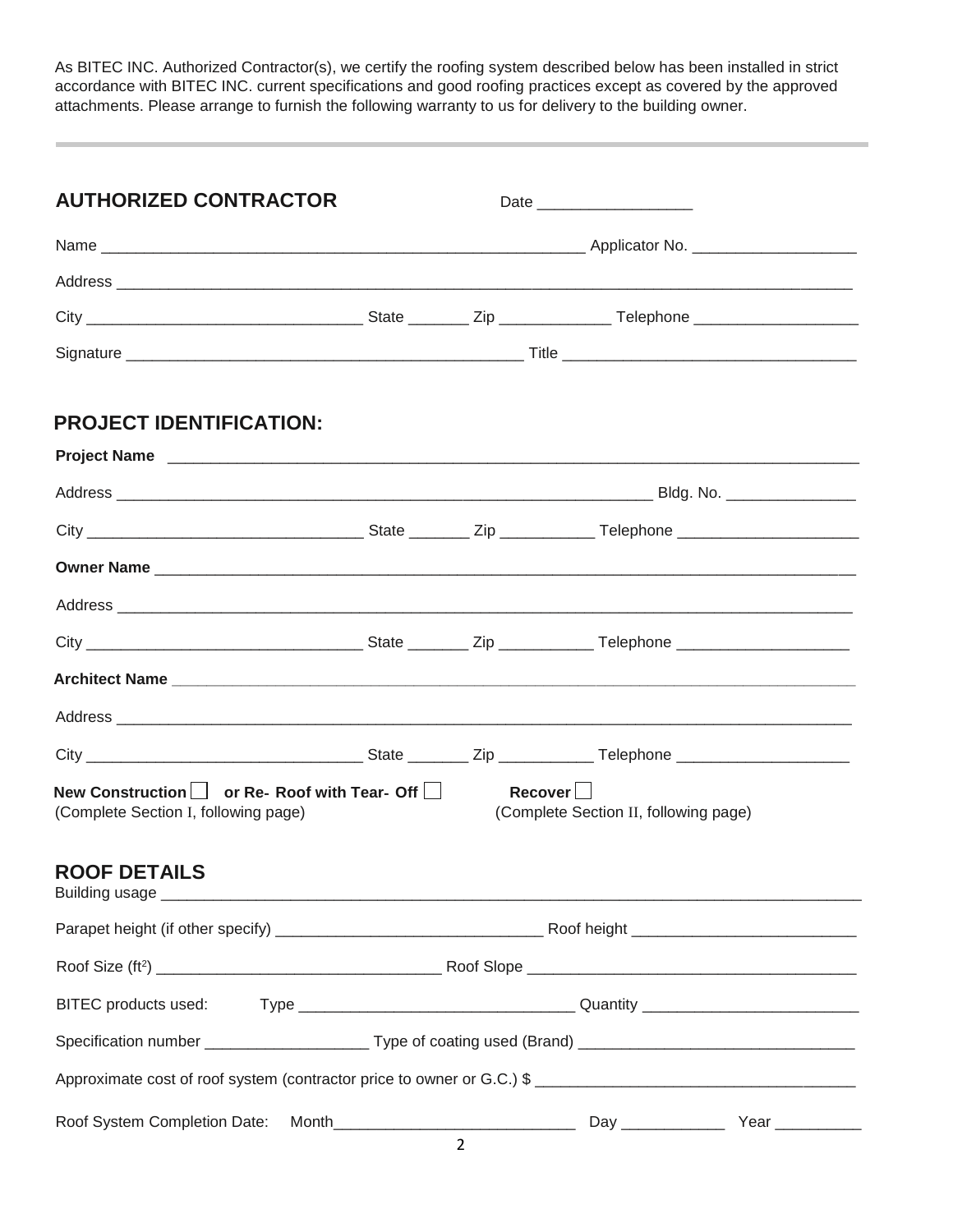As BITEC INC. Authorized Contractor(s), we certify the roofing system described below has been installed in strict accordance with BITEC INC. current specifications and good roofing practices except as covered by the approved attachments. Please arrange to furnish the following warranty to us for delivery to the building owner.

---

## AUTHORIZED CONTRACTOR

Date __________________

Name ___________________________________________________________ Applicator No. ___________________

Address ___________________________________________________________________________________________

City ________________________________ State _______ Zip _____________ Telephone ___________________

Signature _______________________________________________ Title _________________________________

## PROJECT IDENTIFICATION:

**Project Name** _____________________________________________________________________________

Address _________________________________________________________________ Bldg. No. _______________

City ________________________________ State _______ Zip ___________ Telephone ____________________

**Owner Name** _______________________________________________________________________________

Address ___________________________________________________________________________________________

City ________________________________ State _______ Zip ___________ Telephone ____________________

**Architect Name** ____________________________________________________________________________

Address ___________________________________________________________________________________________

City ________________________________ State _______ Zip ___________ Telephone ____________________

**New Construction** ☐ **or Re- Roof with Tear- Off** ☐
(Complete Section I, following page)

**Recover** ☐
(Complete Section II, following page)

## ROOF DETAILS

Building usage _______________________________________________________________________________

Parapet height (if other specify) ______________________________ Roof height _________________________

Roof Size (ft²) _________________________________ Roof Slope _____________________________________

BITEC products used: Type _______________________________ Quantity ________________________

Specification number ___________________ Type of coating used (Brand) _______________________________

Approximate cost of roof system (contractor price to owner or G.C.) $ ___________________________________

Roof System Completion Date: Month____________________________ Day ____________ Year __________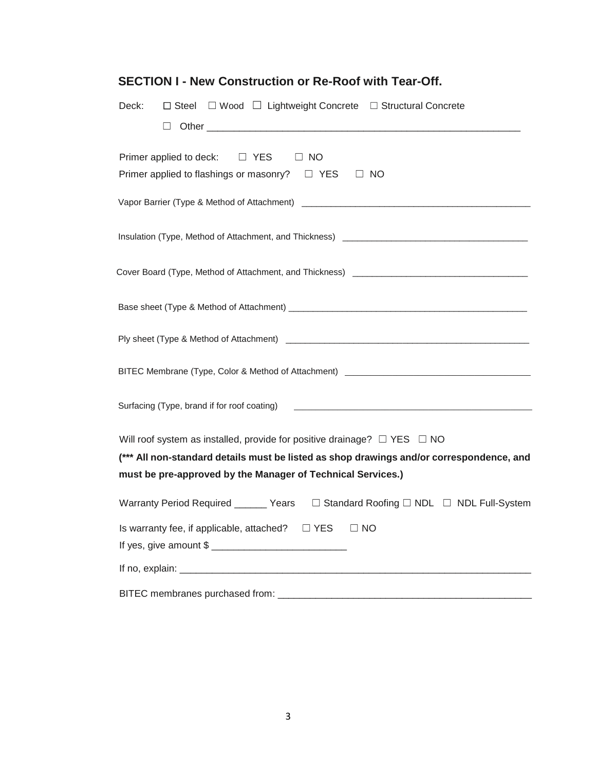## SECTION I - New Construction or Re-Roof with Tear-Off.

Deck: ☐ Steel ☐ Wood ☐ Lightweight Concrete ☐ Structural Concrete

☐ Other ____________________________________________________________

Primer applied to deck: ☐ YES ☐ NO

Primer applied to flashings or masonry? ☐ YES ☐ NO

Vapor Barrier (Type & Method of Attachment) ______________________________________________

Insulation (Type, Method of Attachment, and Thickness) _____________________________________

Cover Board (Type, Method of Attachment, and Thickness) ___________________________________

Base sheet (Type & Method of Attachment) __________________________________________________

Ply sheet (Type & Method of Attachment) ___________________________________________________

BITEC Membrane (Type, Color & Method of Attachment) ______________________________________

Surfacing (Type, brand if for roof coating) _________________________________________________

Will roof system as installed, provide for positive drainage? ☐ YES ☐ NO

**(*** All non-standard details must be listed as shop drawings and/or correspondence, and must be pre-approved by the Manager of Technical Services.)**

Warranty Period Required ______ Years ☐ Standard Roofing ☐ NDL ☐ NDL Full-System

Is warranty fee, if applicable, attached? ☐ YES ☐ NO

If yes, give amount $ _________________________

If no, explain: ____________________________________________________________________

BITEC membranes purchased from: _______________________________________________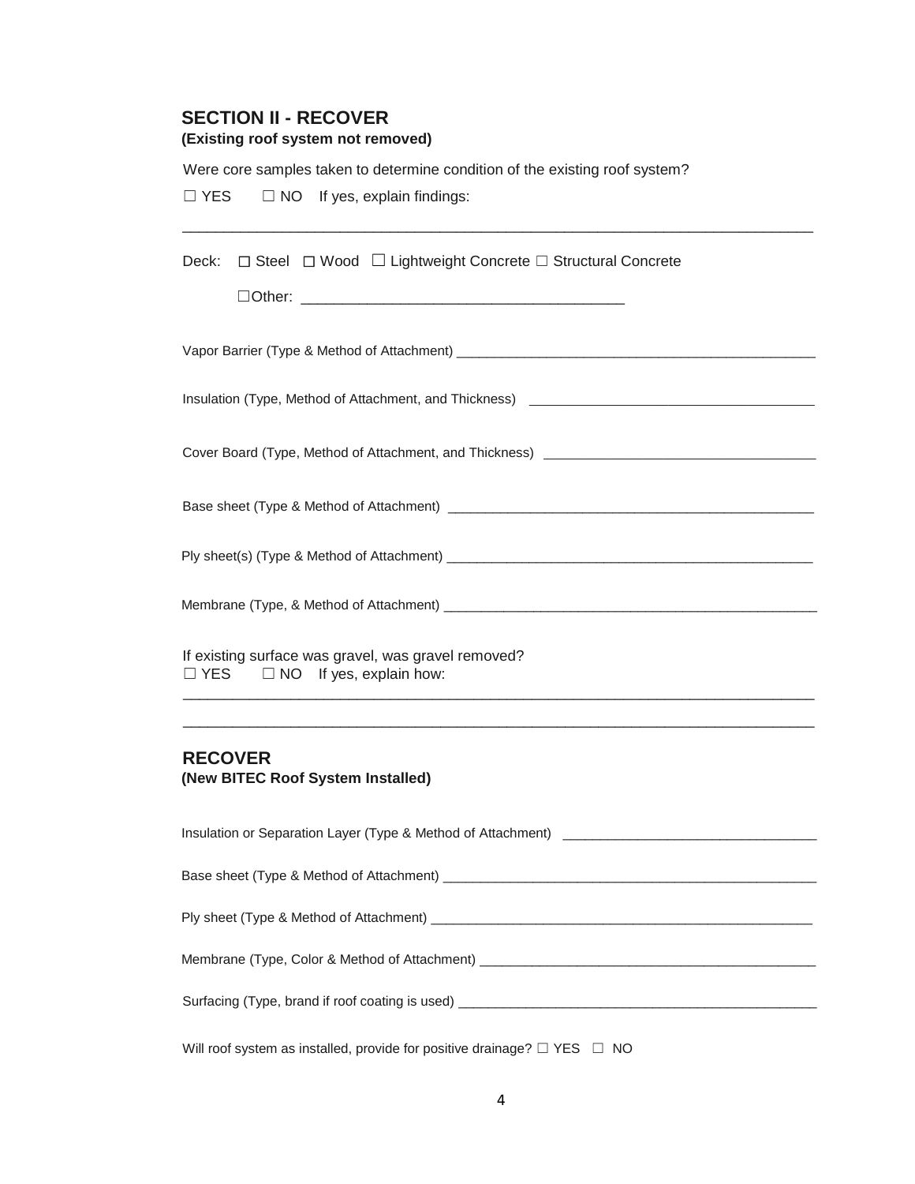## SECTION II - RECOVER

**(Existing roof system not removed)**

Were core samples taken to determine condition of the existing roof system?

☐ YES ☐ NO If yes, explain findings:

_______________________________________________________________________________

Deck: ☐ Steel ☐ Wood ☐ Lightweight Concrete ☐ Structural Concrete

☐Other: ______________________________________

Vapor Barrier (Type & Method of Attachment) ________________________________________________

Insulation (Type, Method of Attachment, and Thickness) ______________________________________

Cover Board (Type, Method of Attachment, and Thickness) ____________________________________

Base sheet (Type & Method of Attachment) _________________________________________________

Ply sheet(s) (Type & Method of Attachment) ________________________________________________

Membrane (Type, & Method of Attachment) _________________________________________________

If existing surface was gravel, was gravel removed?

☐ YES ☐ NO If yes, explain how:

_______________________________________________________________________________

_______________________________________________________________________________

## RECOVER

**(New BITEC Roof System Installed)**

Insulation or Separation Layer (Type & Method of Attachment) _________________________________

Base sheet (Type & Method of Attachment) __________________________________________________

Ply sheet (Type & Method of Attachment) ___________________________________________________

Membrane (Type, Color & Method of Attachment) ____________________________________________

Surfacing (Type, brand if roof coating is used) ______________________________________________

Will roof system as installed, provide for positive drainage? ☐ YES ☐ NO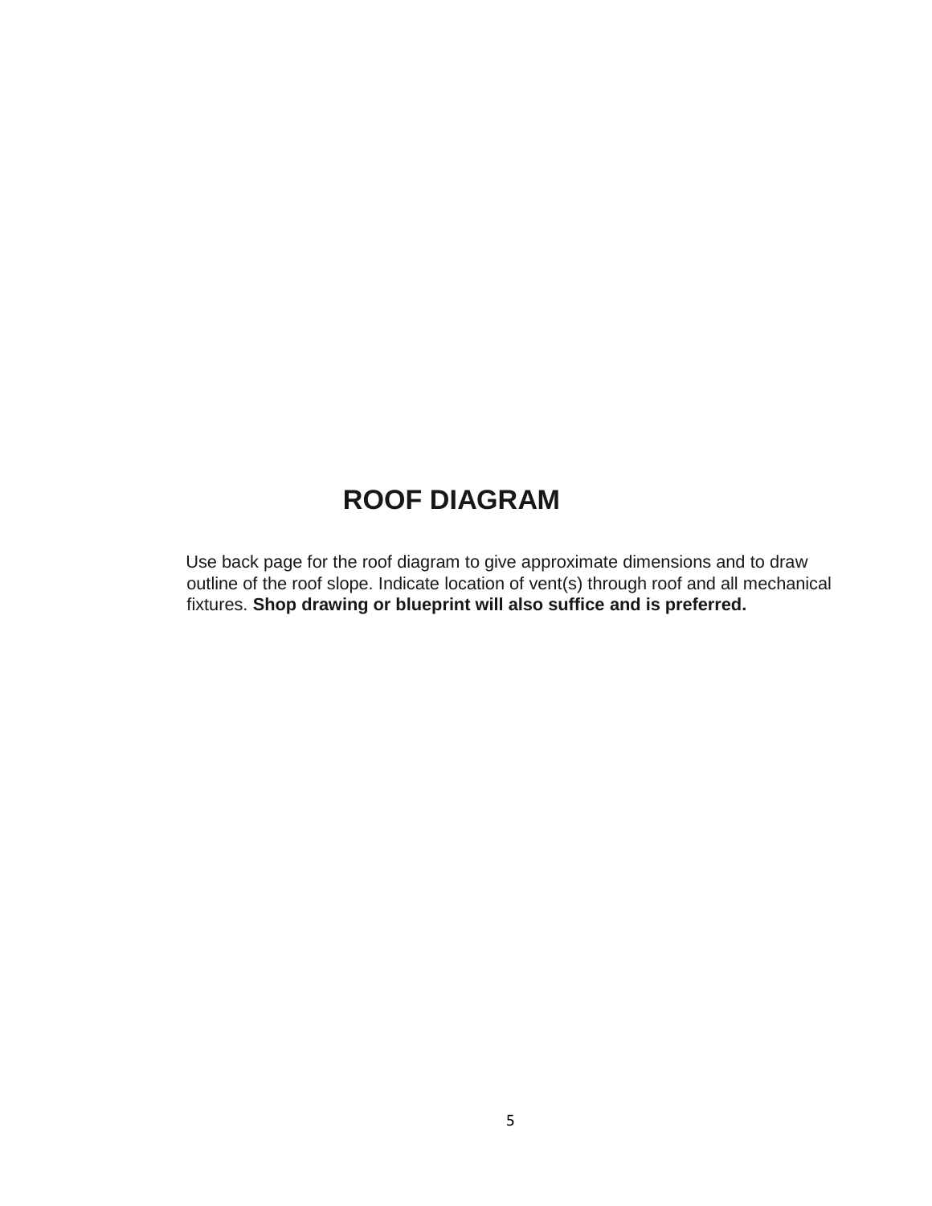# ROOF DIAGRAM

Use back page for the roof diagram to give approximate dimensions and to draw outline of the roof slope. Indicate location of vent(s) through roof and all mechanical fixtures. **Shop drawing or blueprint will also suffice and is preferred.**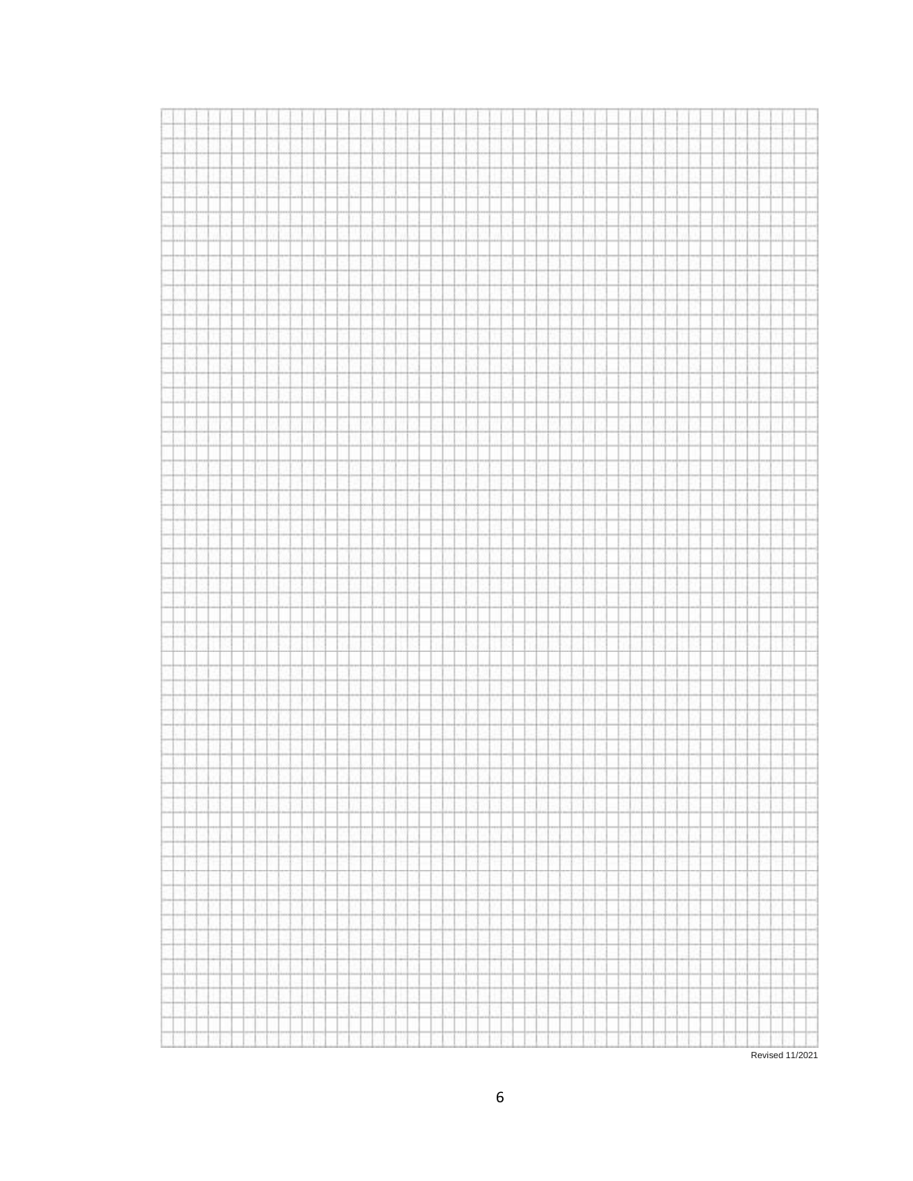Revised 11/2021